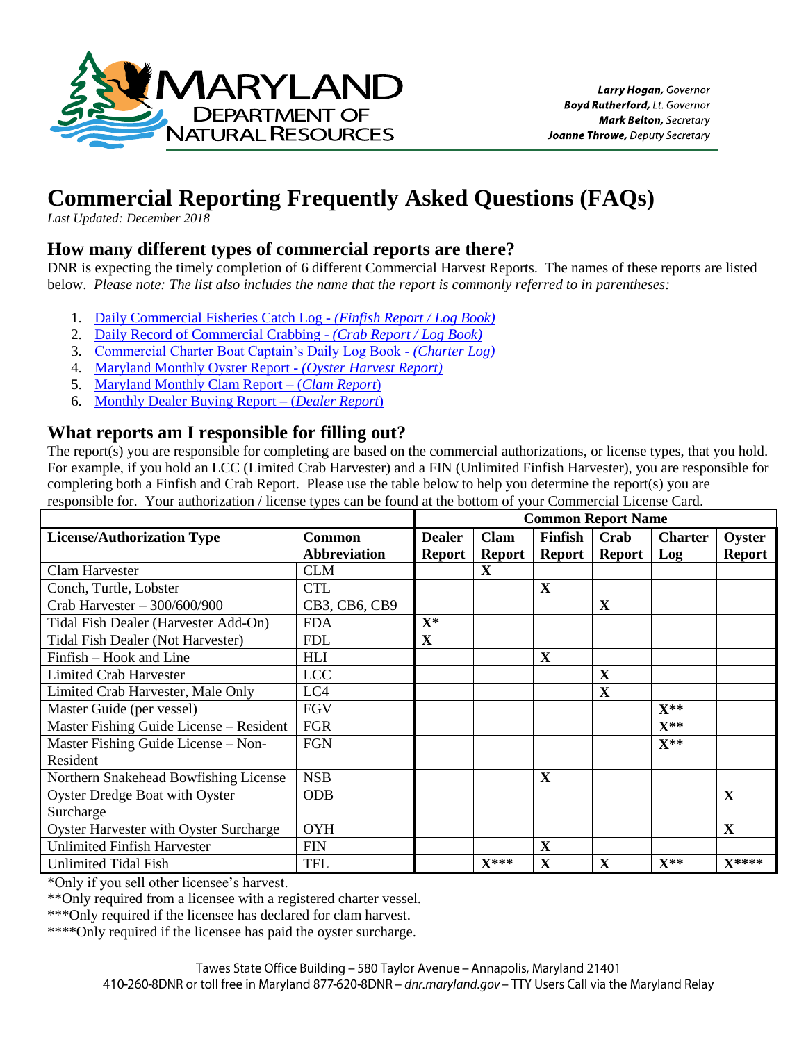MARYLAND
DEPARTMENT OF
NATURAL RESOURCES

*Larry Hogan,* Governor
*Boyd Rutherford,* Lt. Governor
*Mark Belton,* Secretary
*Joanne Throwe,* Deputy Secretary

# Commercial Reporting Frequently Asked Questions (FAQs)

*Last Updated: December 2018*

## How many different types of commercial reports are there?

DNR is expecting the timely completion of 6 different Commercial Harvest Reports. The names of these reports are listed below. *Please note: The list also includes the name that the report is commonly referred to in parentheses:*

1. Daily Commercial Fisheries Catch Log - *(Finfish Report / Log Book)*
2. Daily Record of Commercial Crabbing - *(Crab Report / Log Book)*
3. Commercial Charter Boat Captain's Daily Log Book - *(Charter Log)*
4. Maryland Monthly Oyster Report - *(Oyster Harvest Report)*
5. Maryland Monthly Clam Report – (*Clam Report*)
6. Monthly Dealer Buying Report – (*Dealer Report*)

## What reports am I responsible for filling out?

The report(s) you are responsible for completing are based on the commercial authorizations, or license types, that you hold. For example, if you hold an LCC (Limited Crab Harvester) and a FIN (Unlimited Finfish Harvester), you are responsible for completing both a Finfish and Crab Report. Please use the table below to help you determine the report(s) you are responsible for. Your authorization / license types can be found at the bottom of your Commercial License Card.

| | | Common Report Name | | | | | |
|---|---|---|---|---|---|---|---|
| **License/Authorization Type** | **Common Abbreviation** | **Dealer Report** | **Clam Report** | **Finfish Report** | **Crab Report** | **Charter Log** | **Oyster Report** |
| Clam Harvester | CLM | | **X** | | | | |
| Conch, Turtle, Lobster | CTL | | | **X** | | | |
| Crab Harvester – 300/600/900 | CB3, CB6, CB9 | | | | **X** | | |
| Tidal Fish Dealer (Harvester Add-On) | FDA | **X*** | | | | | |
| Tidal Fish Dealer (Not Harvester) | FDL | **X** | | | | | |
| Finfish – Hook and Line | HLI | | | **X** | | | |
| Limited Crab Harvester | LCC | | | | **X** | | |
| Limited Crab Harvester, Male Only | LC4 | | | | **X** | | |
| Master Guide (per vessel) | FGV | | | | | **X**** | |
| Master Fishing Guide License – Resident | FGR | | | | | **X**** | |
| Master Fishing Guide License – Non-Resident | FGN | | | | | **X**** | |
| Northern Snakehead Bowfishing License | NSB | | | **X** | | | |
| Oyster Dredge Boat with Oyster Surcharge | ODB | | | | | | **X** |
| Oyster Harvester with Oyster Surcharge | OYH | | | | | | **X** |
| Unlimited Finfish Harvester | FIN | | | **X** | | | |
| Unlimited Tidal Fish | TFL | | **X***** | **X** | **X** | **X**** | **X****** |

*Only if you sell other licensee's harvest.

**Only required from a licensee with a registered charter vessel.

***Only required if the licensee has declared for clam harvest.

****Only required if the licensee has paid the oyster surcharge.

Tawes State Office Building – 580 Taylor Avenue – Annapolis, Maryland 21401
410-260-8DNR or toll free in Maryland 877-620-8DNR – *dnr.maryland.gov* – TTY Users Call via the Maryland Relay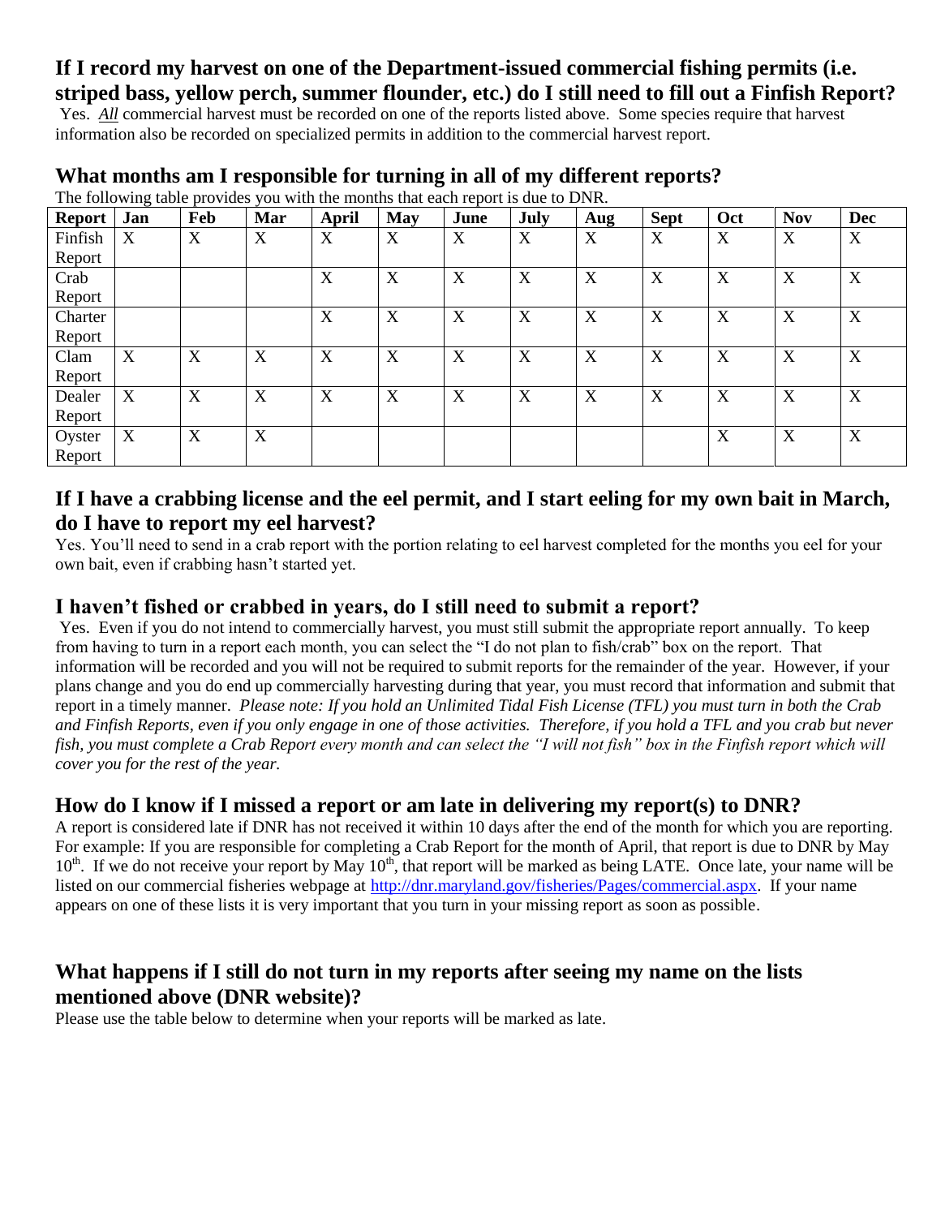## If I record my harvest on one of the Department-issued commercial fishing permits (i.e. striped bass, yellow perch, summer flounder, etc.) do I still need to fill out a Finfish Report?

Yes. _All_ commercial harvest must be recorded on one of the reports listed above. Some species require that harvest information also be recorded on specialized permits in addition to the commercial harvest report.

## What months am I responsible for turning in all of my different reports?

The following table provides you with the months that each report is due to DNR.

| Report | Jan | Feb | Mar | April | May | June | July | Aug | Sept | Oct | Nov | Dec |
|---|---|---|---|---|---|---|---|---|---|---|---|---|
| Finfish Report | X | X | X | X | X | X | X | X | X | X | X | X |
| Crab Report | | | | X | X | X | X | X | X | X | X | X |
| Charter Report | | | | X | X | X | X | X | X | X | X | X |
| Clam Report | X | X | X | X | X | X | X | X | X | X | X | X |
| Dealer Report | X | X | X | X | X | X | X | X | X | X | X | X |
| Oyster Report | X | X | X | | | | | | | X | X | X |

## If I have a crabbing license and the eel permit, and I start eeling for my own bait in March, do I have to report my eel harvest?

Yes. You'll need to send in a crab report with the portion relating to eel harvest completed for the months you eel for your own bait, even if crabbing hasn't started yet.

## I haven't fished or crabbed in years, do I still need to submit a report?

Yes. Even if you do not intend to commercially harvest, you must still submit the appropriate report annually. To keep from having to turn in a report each month, you can select the "I do not plan to fish/crab" box on the report. That information will be recorded and you will not be required to submit reports for the remainder of the year. However, if your plans change and you do end up commercially harvesting during that year, you must record that information and submit that report in a timely manner. *Please note: If you hold an Unlimited Tidal Fish License (TFL) you must turn in both the Crab and Finfish Reports, even if you only engage in one of those activities. Therefore, if you hold a TFL and you crab but never fish, you must complete a Crab Report every month and can select the "I will not fish" box in the Finfish report which will cover you for the rest of the year.*

## How do I know if I missed a report or am late in delivering my report(s) to DNR?

A report is considered late if DNR has not received it within 10 days after the end of the month for which you are reporting. For example: If you are responsible for completing a Crab Report for the month of April, that report is due to DNR by May 10th. If we do not receive your report by May 10th, that report will be marked as being LATE. Once late, your name will be listed on our commercial fisheries webpage at http://dnr.maryland.gov/fisheries/Pages/commercial.aspx. If your name appears on one of these lists it is very important that you turn in your missing report as soon as possible.

## What happens if I still do not turn in my reports after seeing my name on the lists mentioned above (DNR website)?

Please use the table below to determine when your reports will be marked as late.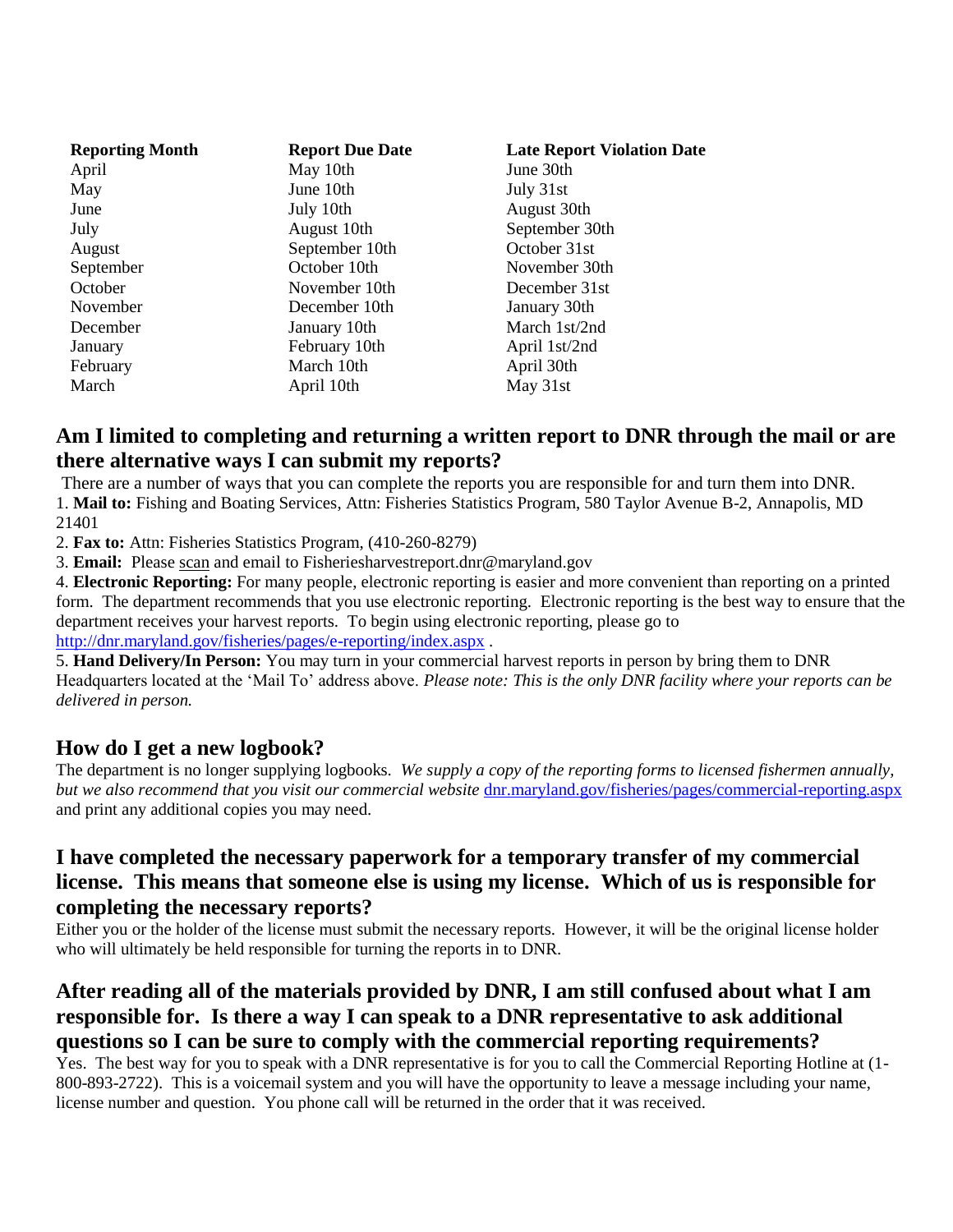| Reporting Month | Report Due Date | Late Report Violation Date |
| --- | --- | --- |
| April | May 10th | June 30th |
| May | June 10th | July 31st |
| June | July 10th | August 30th |
| July | August 10th | September 30th |
| August | September 10th | October 31st |
| September | October 10th | November 30th |
| October | November 10th | December 31st |
| November | December 10th | January 30th |
| December | January 10th | March 1st/2nd |
| January | February 10th | April 1st/2nd |
| February | March 10th | April 30th |
| March | April 10th | May 31st |

## Am I limited to completing and returning a written report to DNR through the mail or are there alternative ways I can submit my reports?

There are a number of ways that you can complete the reports you are responsible for and turn them into DNR.

1. **Mail to:** Fishing and Boating Services, Attn: Fisheries Statistics Program, 580 Taylor Avenue B-2, Annapolis, MD 21401
2. **Fax to:** Attn: Fisheries Statistics Program, (410-260-8279)
3. **Email:** Please scan and email to Fisheriesharvestreport.dnr@maryland.gov
4. **Electronic Reporting:** For many people, electronic reporting is easier and more convenient than reporting on a printed form. The department recommends that you use electronic reporting. Electronic reporting is the best way to ensure that the department receives your harvest reports. To begin using electronic reporting, please go to http://dnr.maryland.gov/fisheries/pages/e-reporting/index.aspx .
5. **Hand Delivery/In Person:** You may turn in your commercial harvest reports in person by bring them to DNR Headquarters located at the 'Mail To' address above. *Please note: This is the only DNR facility where your reports can be delivered in person.*

## How do I get a new logbook?

The department is no longer supplying logbooks. *We supply a copy of the reporting forms to licensed fishermen annually, but we also recommend that you visit our commercial website* dnr.maryland.gov/fisheries/pages/commercial-reporting.aspx and print any additional copies you may need.

## I have completed the necessary paperwork for a temporary transfer of my commercial license. This means that someone else is using my license. Which of us is responsible for completing the necessary reports?

Either you or the holder of the license must submit the necessary reports. However, it will be the original license holder who will ultimately be held responsible for turning the reports in to DNR.

## After reading all of the materials provided by DNR, I am still confused about what I am responsible for. Is there a way I can speak to a DNR representative to ask additional questions so I can be sure to comply with the commercial reporting requirements?

Yes. The best way for you to speak with a DNR representative is for you to call the Commercial Reporting Hotline at (1-800-893-2722). This is a voicemail system and you will have the opportunity to leave a message including your name, license number and question. You phone call will be returned in the order that it was received.